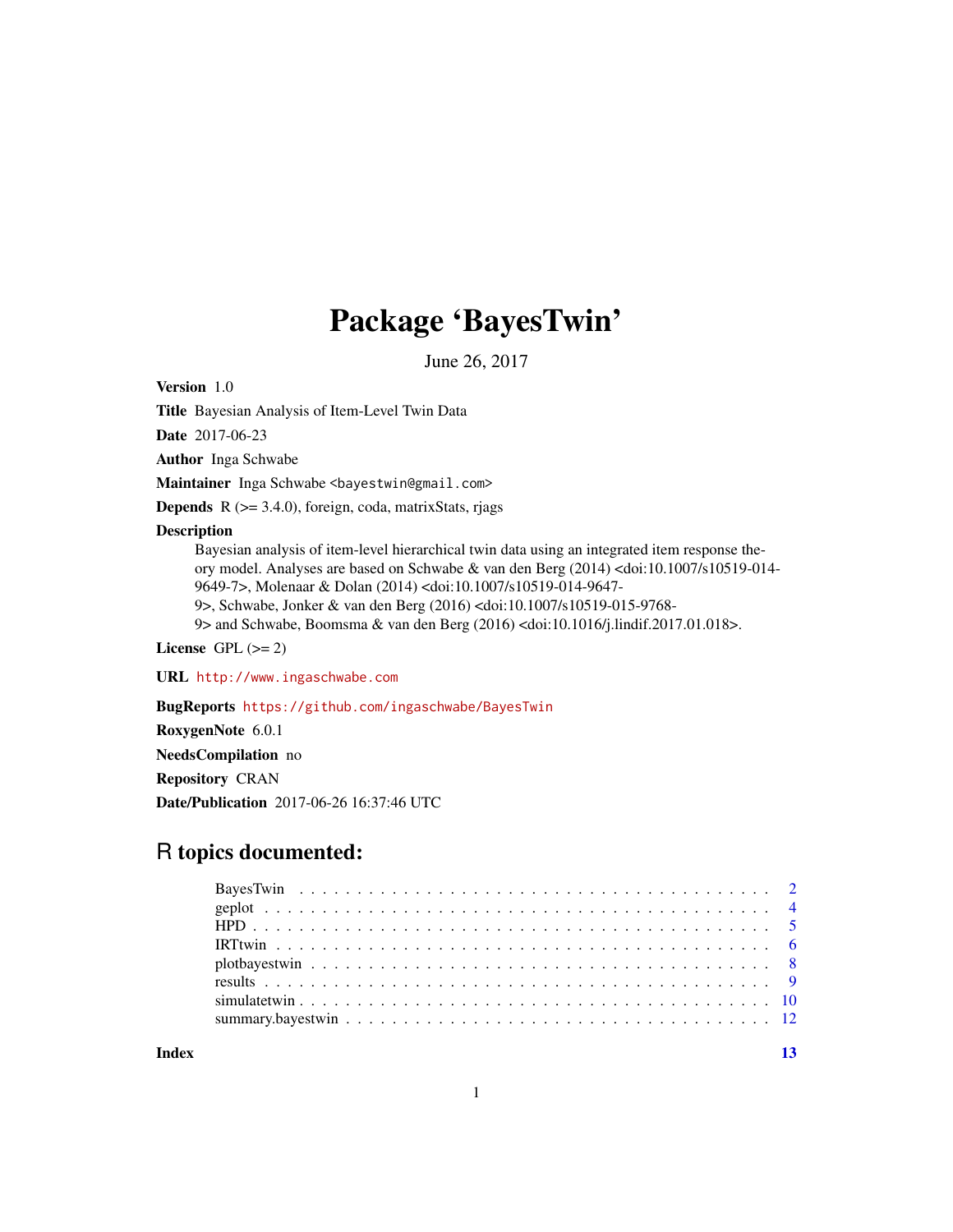# Package 'BayesTwin'

June 26, 2017

**Version** 1.0

**Title** Bayesian Analysis of Item-Level Twin Data

**Date** 2017-06-23

**Author** Inga Schwabe

**Maintainer** Inga Schwabe <bayestwin@gmail.com>

**Depends** R (>= 3.4.0), foreign, coda, matrixStats, rjags

**Description**
Bayesian analysis of item-level hierarchical twin data using an integrated item response theory model. Analyses are based on Schwabe & van den Berg (2014) <doi:10.1007/s10519-014-9649-7>, Molenaar & Dolan (2014) <doi:10.1007/s10519-014-9647-9>, Schwabe, Jonker & van den Berg (2016) <doi:10.1007/s10519-015-9768-9> and Schwabe, Boomsma & van den Berg (2016) <doi:10.1016/j.lindif.2017.01.018>.

**License** GPL (>= 2)

**URL** http://www.ingaschwabe.com

**BugReports** https://github.com/ingaschwabe/BayesTwin

**RoxygenNote** 6.0.1

**NeedsCompilation** no

**Repository** CRAN

**Date/Publication** 2017-06-26 16:37:46 UTC

## R topics documented:

- BayesTwin . . . . . . . . . . . . . . . . . . . . . . . . . . . . . . . . . . . . . . . . 2
- geplot . . . . . . . . . . . . . . . . . . . . . . . . . . . . . . . . . . . . . . . . . . 4
- HPD . . . . . . . . . . . . . . . . . . . . . . . . . . . . . . . . . . . . . . . . . . . 5
- IRTtwin . . . . . . . . . . . . . . . . . . . . . . . . . . . . . . . . . . . . . . . . . 6
- plotbayestwin . . . . . . . . . . . . . . . . . . . . . . . . . . . . . . . . . . . . . . 8
- results . . . . . . . . . . . . . . . . . . . . . . . . . . . . . . . . . . . . . . . . . 9
- simulatetwin . . . . . . . . . . . . . . . . . . . . . . . . . . . . . . . . . . . . . . 10
- summary.bayestwin . . . . . . . . . . . . . . . . . . . . . . . . . . . . . . . . . . . 12

**Index** 13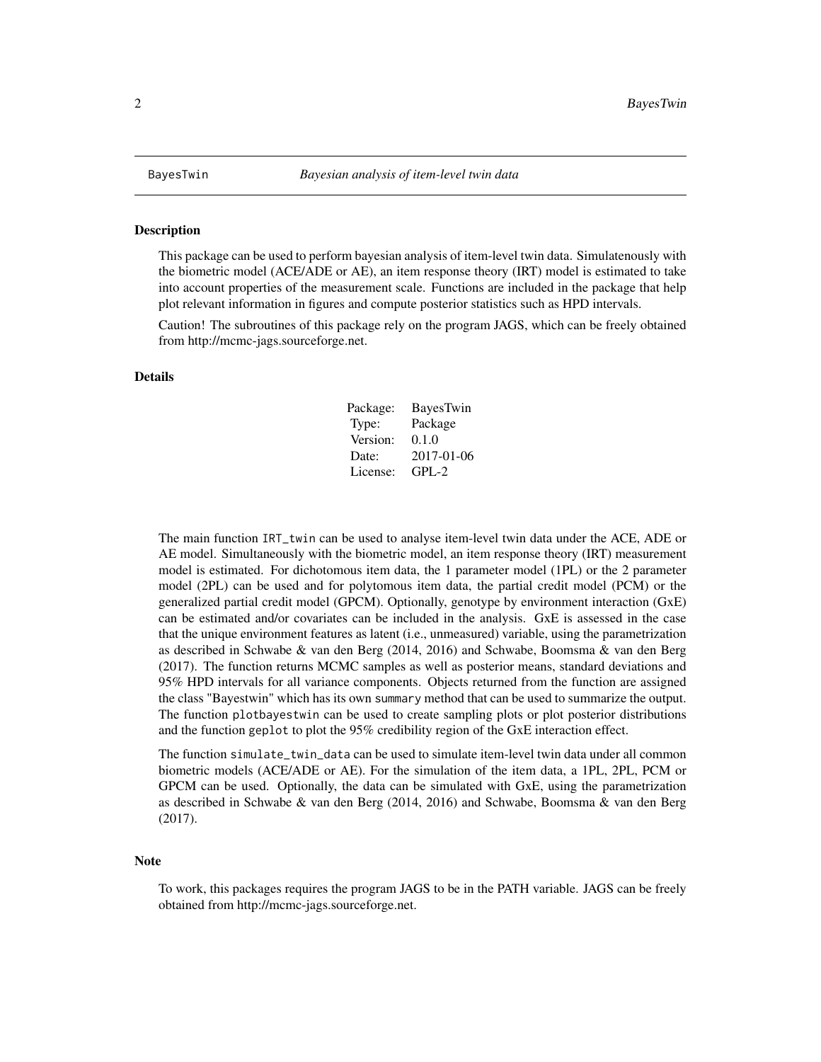BayesTwin — *Bayesian analysis of item-level twin data*

## Description

This package can be used to perform bayesian analysis of item-level twin data. Simulatenously with the biometric model (ACE/ADE or AE), an item response theory (IRT) model is estimated to take into account properties of the measurement scale. Functions are included in the package that help plot relevant information in figures and compute posterior statistics such as HPD intervals.

Caution! The subroutines of this package rely on the program JAGS, which can be freely obtained from http://mcmc-jags.sourceforge.net.

## Details

| | |
|---|---|
| Package: | BayesTwin |
| Type: | Package |
| Version: | 0.1.0 |
| Date: | 2017-01-06 |
| License: | GPL-2 |

The main function `IRT_twin` can be used to analyse item-level twin data under the ACE, ADE or AE model. Simultaneously with the biometric model, an item response theory (IRT) measurement model is estimated. For dichotomous item data, the 1 parameter model (1PL) or the 2 parameter model (2PL) can be used and for polytomous item data, the partial credit model (PCM) or the generalized partial credit model (GPCM). Optionally, genotype by environment interaction (GxE) can be estimated and/or covariates can be included in the analysis. GxE is assessed in the case that the unique environment features as latent (i.e., unmeasured) variable, using the parametrization as described in Schwabe & van den Berg (2014, 2016) and Schwabe, Boomsma & van den Berg (2017). The function returns MCMC samples as well as posterior means, standard deviations and 95% HPD intervals for all variance components. Objects returned from the function are assigned the class "Bayestwin" which has its own `summary` method that can be used to summarize the output. The function `plotbayestwin` can be used to create sampling plots or plot posterior distributions and the function `geplot` to plot the 95% credibility region of the GxE interaction effect.

The function `simulate_twin_data` can be used to simulate item-level twin data under all common biometric models (ACE/ADE or AE). For the simulation of the item data, a 1PL, 2PL, PCM or GPCM can be used. Optionally, the data can be simulated with GxE, using the parametrization as described in Schwabe & van den Berg (2014, 2016) and Schwabe, Boomsma & van den Berg (2017).

## Note

To work, this packages requires the program JAGS to be in the PATH variable. JAGS can be freely obtained from http://mcmc-jags.sourceforge.net.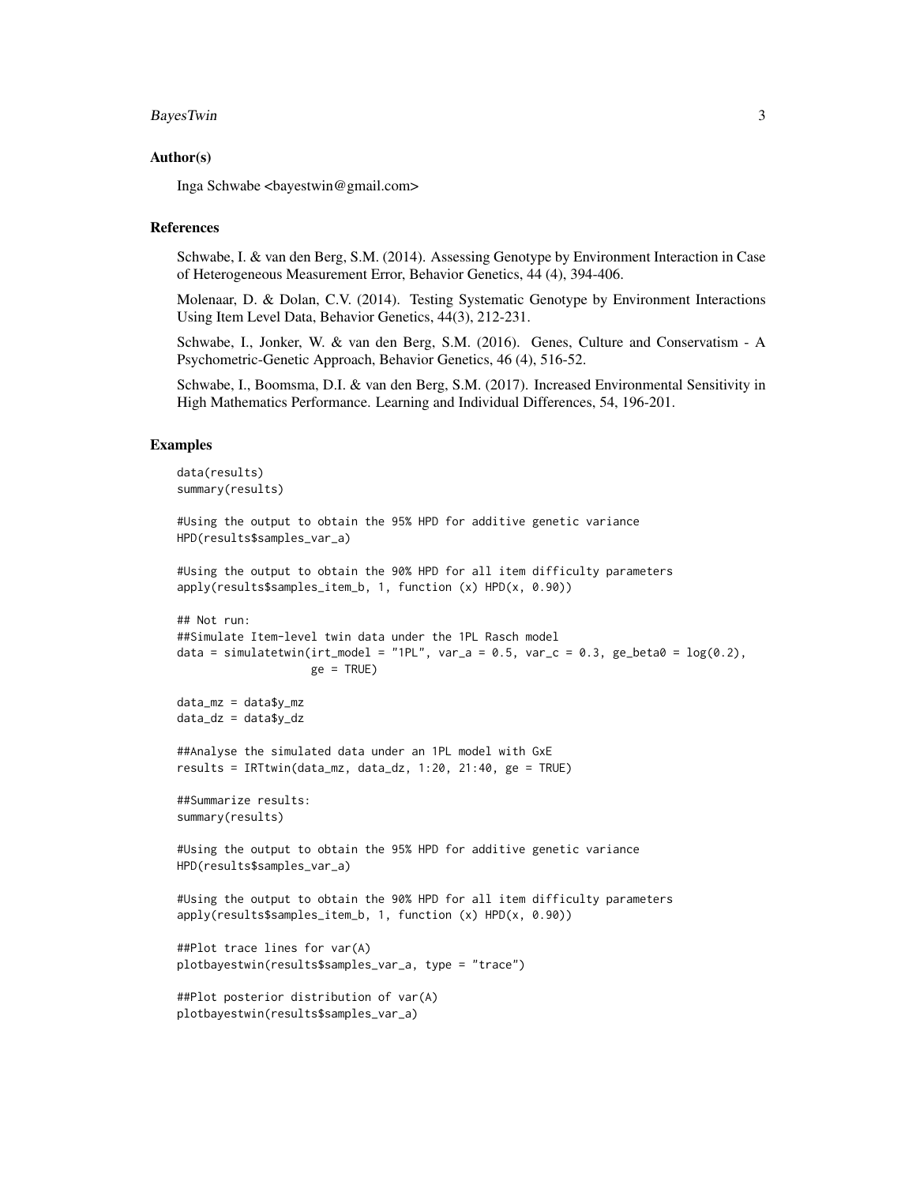## Author(s)

Inga Schwabe <bayestwin@gmail.com>

## References

Schwabe, I. & van den Berg, S.M. (2014). Assessing Genotype by Environment Interaction in Case of Heterogeneous Measurement Error, Behavior Genetics, 44 (4), 394-406.

Molenaar, D. & Dolan, C.V. (2014). Testing Systematic Genotype by Environment Interactions Using Item Level Data, Behavior Genetics, 44(3), 212-231.

Schwabe, I., Jonker, W. & van den Berg, S.M. (2016). Genes, Culture and Conservatism - A Psychometric-Genetic Approach, Behavior Genetics, 46 (4), 516-52.

Schwabe, I., Boomsma, D.I. & van den Berg, S.M. (2017). Increased Environmental Sensitivity in High Mathematics Performance. Learning and Individual Differences, 54, 196-201.

## Examples

```
data(results)
summary(results)

#Using the output to obtain the 95% HPD for additive genetic variance
HPD(results$samples_var_a)

#Using the output to obtain the 90% HPD for all item difficulty parameters
apply(results$samples_item_b, 1, function (x) HPD(x, 0.90))

## Not run:
##Simulate Item-level twin data under the 1PL Rasch model
data = simulatetwin(irt_model = "1PL", var_a = 0.5, var_c = 0.3, ge_beta0 = log(0.2),
                    ge = TRUE)

data_mz = data$y_mz
data_dz = data$y_dz

##Analyse the simulated data under an 1PL model with GxE
results = IRTtwin(data_mz, data_dz, 1:20, 21:40, ge = TRUE)

##Summarize results:
summary(results)

#Using the output to obtain the 95% HPD for additive genetic variance
HPD(results$samples_var_a)

#Using the output to obtain the 90% HPD for all item difficulty parameters
apply(results$samples_item_b, 1, function (x) HPD(x, 0.90))

##Plot trace lines for var(A)
plotbayestwin(results$samples_var_a, type = "trace")

##Plot posterior distribution of var(A)
plotbayestwin(results$samples_var_a)
```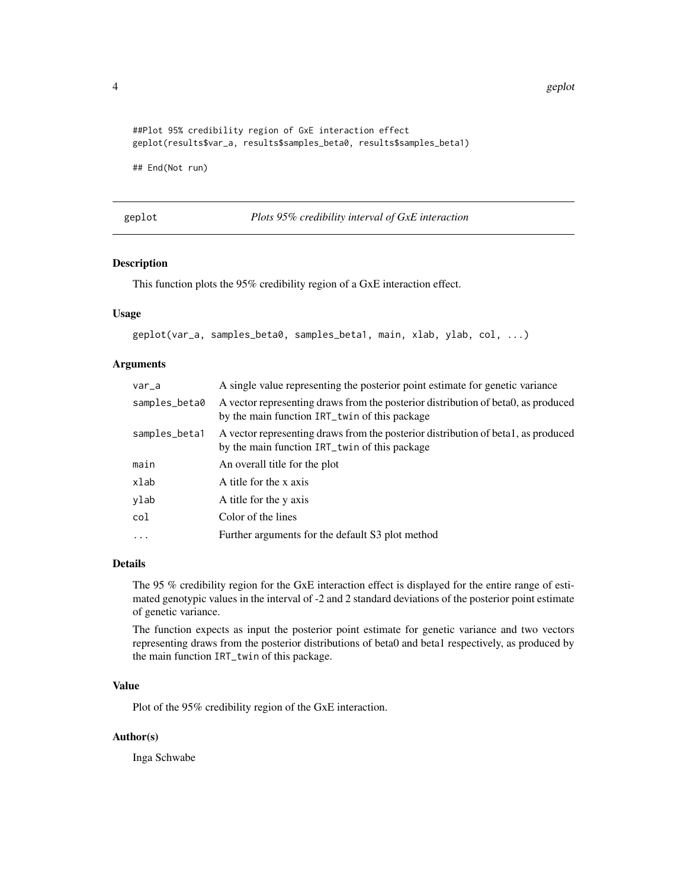```
##Plot 95% credibility region of GxE interaction effect
geplot(results$var_a, results$samples_beta0, results$samples_beta1)

## End(Not run)
```

---

## geplot — *Plots 95% credibility interval of GxE interaction*

### Description

This function plots the 95% credibility region of a GxE interaction effect.

### Usage

```
geplot(var_a, samples_beta0, samples_beta1, main, xlab, ylab, col, ...)
```

### Arguments

| | |
|---|---|
| `var_a` | A single value representing the posterior point estimate for genetic variance |
| `samples_beta0` | A vector representing draws from the posterior distribution of beta0, as produced by the main function `IRT_twin` of this package |
| `samples_beta1` | A vector representing draws from the posterior distribution of beta1, as produced by the main function `IRT_twin` of this package |
| `main` | An overall title for the plot |
| `xlab` | A title for the x axis |
| `ylab` | A title for the y axis |
| `col` | Color of the lines |
| `...` | Further arguments for the default S3 plot method |

### Details

The 95 % credibility region for the GxE interaction effect is displayed for the entire range of estimated genotypic values in the interval of -2 and 2 standard deviations of the posterior point estimate of genetic variance.

The function expects as input the posterior point estimate for genetic variance and two vectors representing draws from the posterior distributions of beta0 and beta1 respectively, as produced by the main function `IRT_twin` of this package.

### Value

Plot of the 95% credibility region of the GxE interaction.

### Author(s)

Inga Schwabe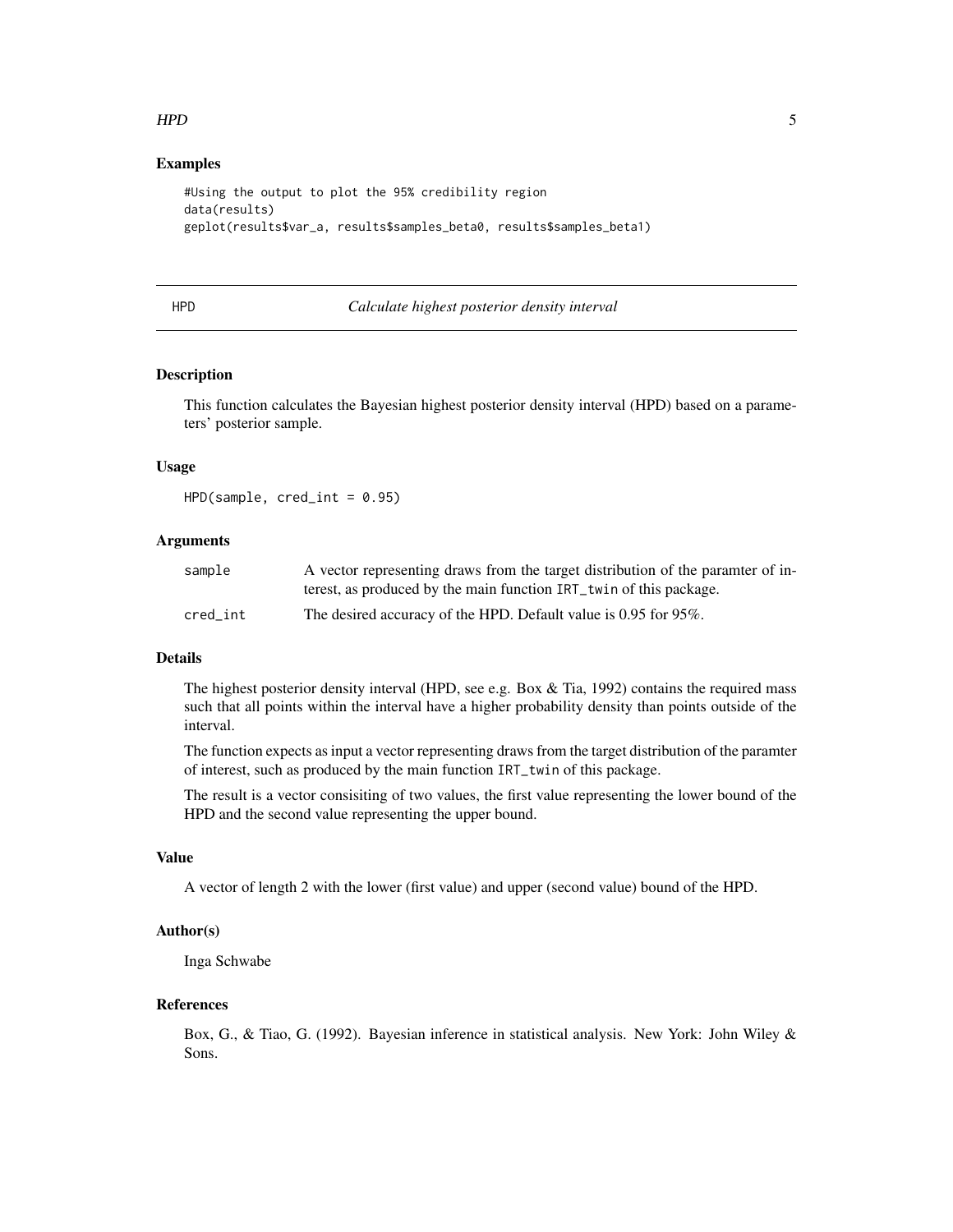## Examples

```
#Using the output to plot the 95% credibility region
data(results)
geplot(results$var_a, results$samples_beta0, results$samples_beta1)
```

---

## HPD — *Calculate highest posterior density interval*

---

### Description

This function calculates the Bayesian highest posterior density interval (HPD) based on a parameters' posterior sample.

### Usage

```
HPD(sample, cred_int = 0.95)
```

### Arguments

| | |
|---|---|
| `sample` | A vector representing draws from the target distribution of the paramter of interest, as produced by the main function `IRT_twin` of this package. |
| `cred_int` | The desired accuracy of the HPD. Default value is 0.95 for 95%. |

### Details

The highest posterior density interval (HPD, see e.g. Box & Tia, 1992) contains the required mass such that all points within the interval have a higher probability density than points outside of the interval.

The function expects as input a vector representing draws from the target distribution of the paramter of interest, such as produced by the main function `IRT_twin` of this package.

The result is a vector consisiting of two values, the first value representing the lower bound of the HPD and the second value representing the upper bound.

### Value

A vector of length 2 with the lower (first value) and upper (second value) bound of the HPD.

### Author(s)

Inga Schwabe

### References

Box, G., & Tiao, G. (1992). Bayesian inference in statistical analysis. New York: John Wiley & Sons.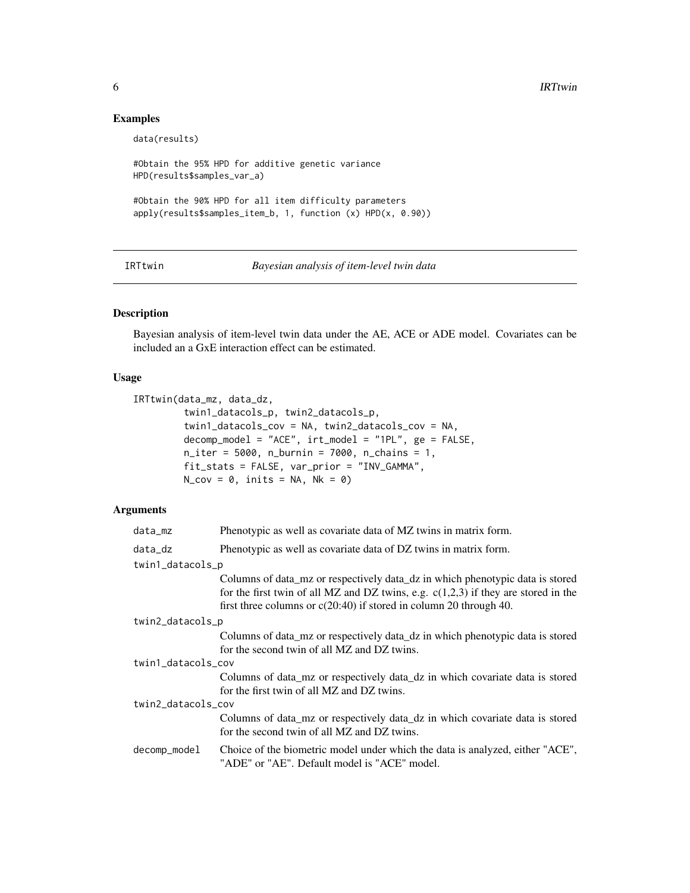## Examples

```
data(results)

#Obtain the 95% HPD for additive genetic variance
HPD(results$samples_var_a)

#Obtain the 90% HPD for all item difficulty parameters
apply(results$samples_item_b, 1, function (x) HPD(x, 0.90))
```

---

# IRTtwin *Bayesian analysis of item-level twin data*

---

### Description

Bayesian analysis of item-level twin data under the AE, ACE or ADE model. Covariates can be included an a GxE interaction effect can be estimated.

### Usage

```
IRTtwin(data_mz, data_dz,
        twin1_datacols_p, twin2_datacols_p,
        twin1_datacols_cov = NA, twin2_datacols_cov = NA,
        decomp_model = "ACE", irt_model = "1PL", ge = FALSE,
        n_iter = 5000, n_burnin = 7000, n_chains = 1,
        fit_stats = FALSE, var_prior = "INV_GAMMA",
        N_cov = 0, inits = NA, Nk = 0)
```

### Arguments

`data_mz` Phenotypic as well as covariate data of MZ twins in matrix form.

`data_dz` Phenotypic as well as covariate data of DZ twins in matrix form.

`twin1_datacols_p`
Columns of data_mz or respectively data_dz in which phenotypic data is stored for the first twin of all MZ and DZ twins, e.g. c(1,2,3) if they are stored in the first three columns or c(20:40) if stored in column 20 through 40.

`twin2_datacols_p`
Columns of data_mz or respectively data_dz in which phenotypic data is stored for the second twin of all MZ and DZ twins.

`twin1_datacols_cov`
Columns of data_mz or respectively data_dz in which covariate data is stored for the first twin of all MZ and DZ twins.

`twin2_datacols_cov`
Columns of data_mz or respectively data_dz in which covariate data is stored for the second twin of all MZ and DZ twins.

`decomp_model` Choice of the biometric model under which the data is analyzed, either "ACE", "ADE" or "AE". Default model is "ACE" model.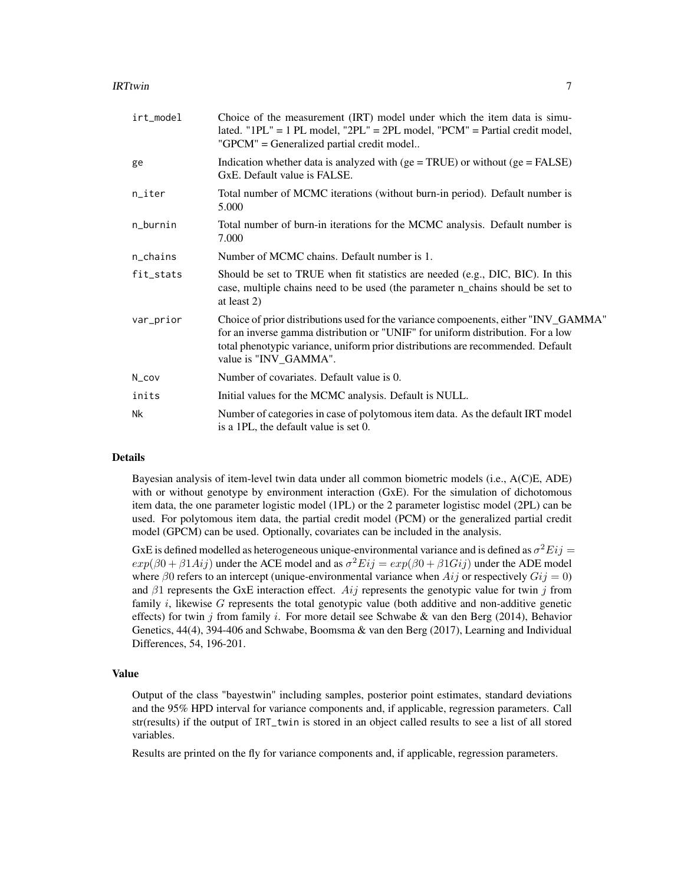| | |
|---|---|
| irt_model | Choice of the measurement (IRT) model under which the item data is simulated. "1PL" = 1 PL model, "2PL" = 2PL model, "PCM" = Partial credit model, "GPCM" = Generalized partial credit model.. |
| ge | Indication whether data is analyzed with (ge = TRUE) or without (ge = FALSE) GxE. Default value is FALSE. |
| n_iter | Total number of MCMC iterations (without burn-in period). Default number is 5.000 |
| n_burnin | Total number of burn-in iterations for the MCMC analysis. Default number is 7.000 |
| n_chains | Number of MCMC chains. Default number is 1. |
| fit_stats | Should be set to TRUE when fit statistics are needed (e.g., DIC, BIC). In this case, multiple chains need to be used (the parameter n_chains should be set to at least 2) |
| var_prior | Choice of prior distributions used for the variance compoenents, either "INV_GAMMA" for an inverse gamma distribution or "UNIF" for uniform distribution. For a low total phenotypic variance, uniform prior distributions are recommended. Default value is "INV_GAMMA". |
| N_cov | Number of covariates. Default value is 0. |
| inits | Initial values for the MCMC analysis. Default is NULL. |
| Nk | Number of categories in case of polytomous item data. As the default IRT model is a 1PL, the default value is set 0. |

## Details

Bayesian analysis of item-level twin data under all common biometric models (i.e., A(C)E, ADE) with or without genotype by environment interaction (GxE). For the simulation of dichotomous item data, the one parameter logistic model (1PL) or the 2 parameter logistisc model (2PL) can be used. For polytomous item data, the partial credit model (PCM) or the generalized partial credit model (GPCM) can be used. Optionally, covariates can be included in the analysis.

GxE is defined modelled as heterogeneous unique-environmental variance and is defined as $\sigma^2 Eij = exp(\beta 0 + \beta 1 Aij)$ under the ACE model and as $\sigma^2 Eij = exp(\beta 0 + \beta 1 Gij)$ under the ADE model where $\beta 0$ refers to an intercept (unique-environmental variance when $Aij$ or respectively $Gij = 0$) and $\beta 1$ represents the GxE interaction effect. $Aij$ represents the genotypic value for twin $j$ from family $i$, likewise $G$ represents the total genotypic value (both additive and non-additive genetic effects) for twin $j$ from family $i$. For more detail see Schwabe & van den Berg (2014), Behavior Genetics, 44(4), 394-406 and Schwabe, Boomsma & van den Berg (2017), Learning and Individual Differences, 54, 196-201.

## Value

Output of the class "bayestwin" including samples, posterior point estimates, standard deviations and the 95% HPD interval for variance components and, if applicable, regression parameters. Call str(results) if the output of IRT_twin is stored in an object called results to see a list of all stored variables.

Results are printed on the fly for variance components and, if applicable, regression parameters.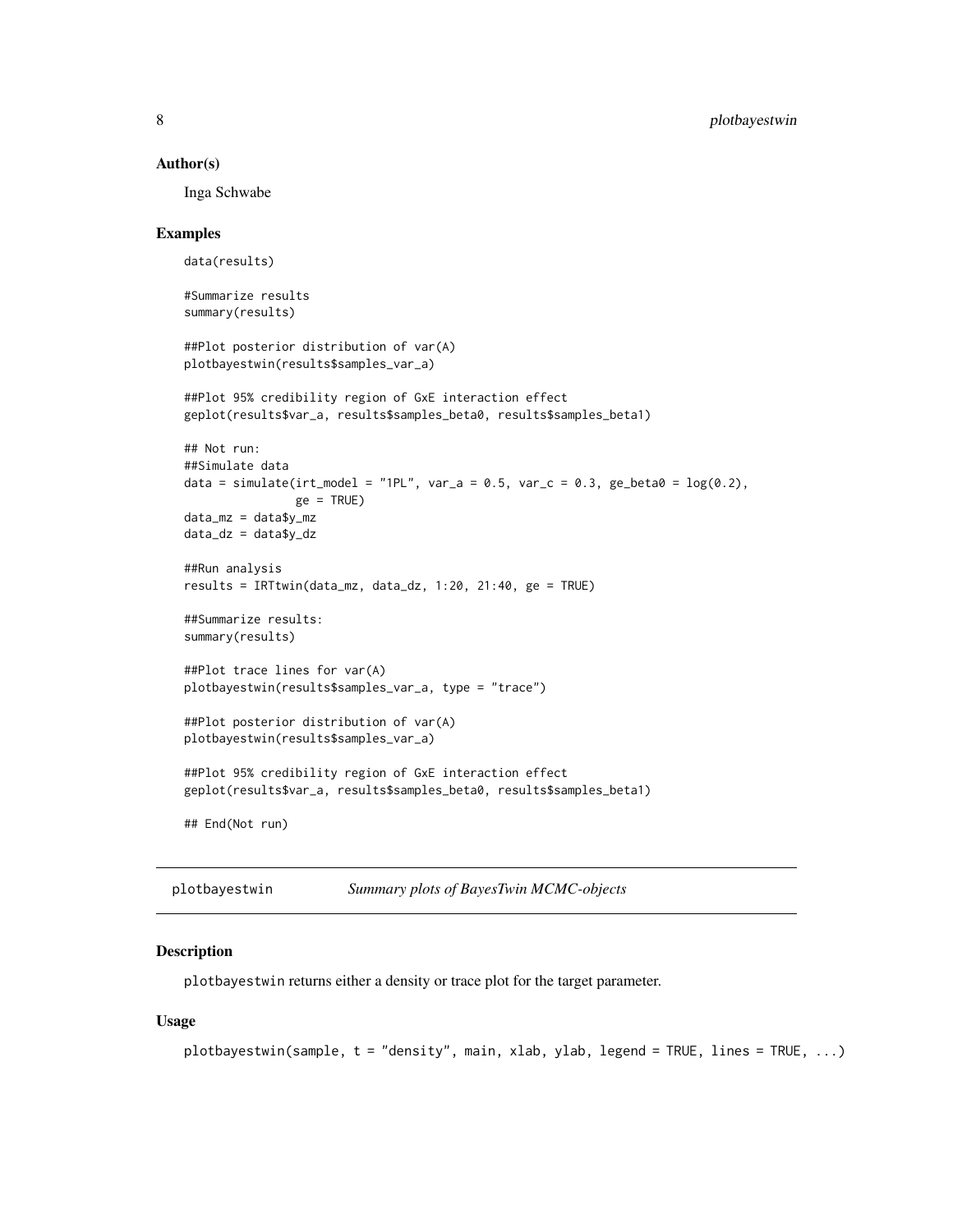### Author(s)

Inga Schwabe

### Examples

```
data(results)

#Summarize results
summary(results)

##Plot posterior distribution of var(A)
plotbayestwin(results$samples_var_a)

##Plot 95% credibility region of GxE interaction effect
geplot(results$var_a, results$samples_beta0, results$samples_beta1)

## Not run:
##Simulate data
data = simulate(irt_model = "1PL", var_a = 0.5, var_c = 0.3, ge_beta0 = log(0.2),
                ge = TRUE)
data_mz = data$y_mz
data_dz = data$y_dz

##Run analysis
results = IRTtwin(data_mz, data_dz, 1:20, 21:40, ge = TRUE)

##Summarize results:
summary(results)

##Plot trace lines for var(A)
plotbayestwin(results$samples_var_a, type = "trace")

##Plot posterior distribution of var(A)
plotbayestwin(results$samples_var_a)

##Plot 95% credibility region of GxE interaction effect
geplot(results$var_a, results$samples_beta0, results$samples_beta1)

## End(Not run)
```

---

## plotbayestwin — *Summary plots of BayesTwin MCMC-objects*

---

### Description

plotbayestwin returns either a density or trace plot for the target parameter.

### Usage

```
plotbayestwin(sample, t = "density", main, xlab, ylab, legend = TRUE, lines = TRUE, ...)
```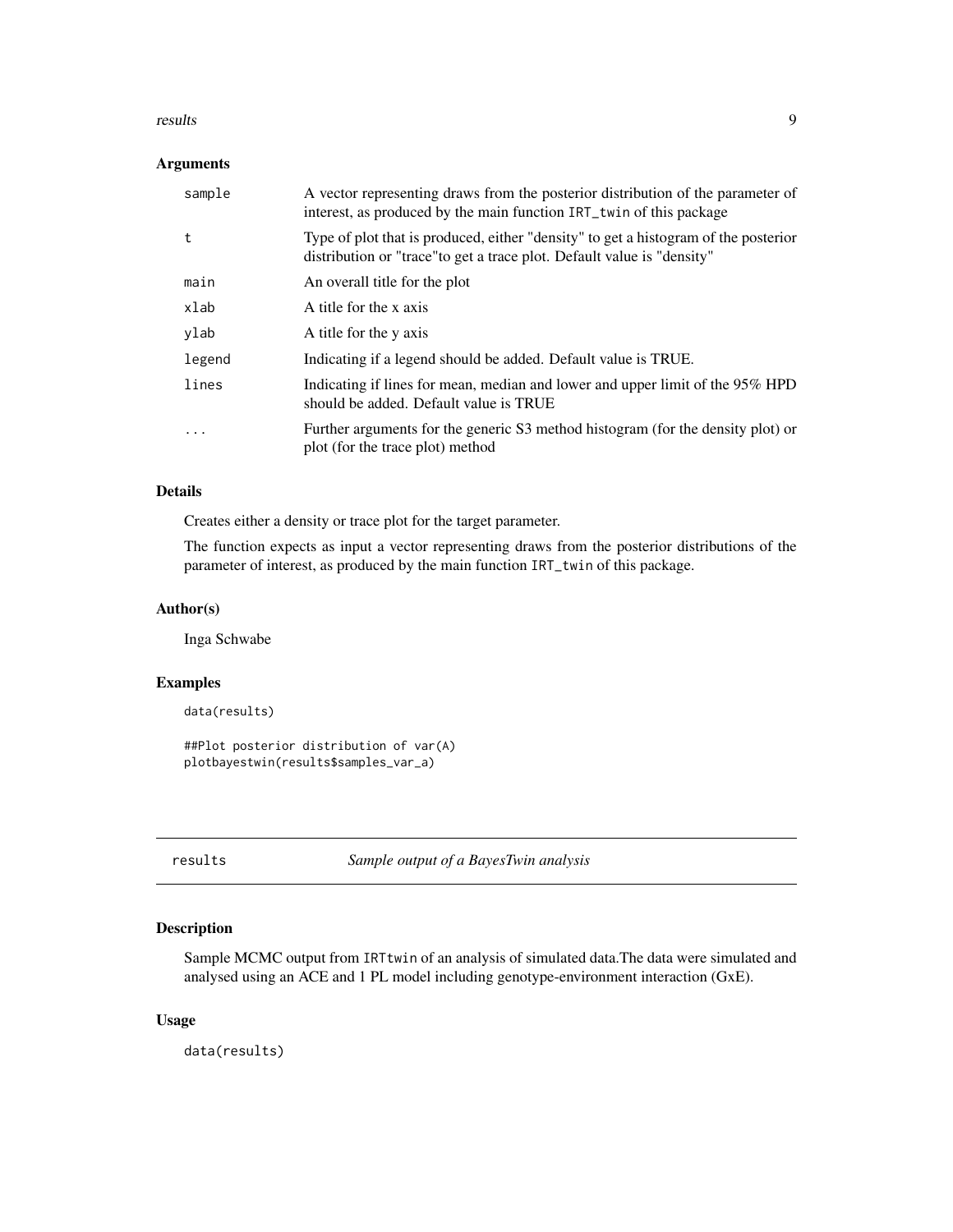### Arguments

| | |
|---|---|
| sample | A vector representing draws from the posterior distribution of the parameter of interest, as produced by the main function `IRT_twin` of this package |
| t | Type of plot that is produced, either "density" to get a histogram of the posterior distribution or "trace"to get a trace plot. Default value is "density" |
| main | An overall title for the plot |
| xlab | A title for the x axis |
| ylab | A title for the y axis |
| legend | Indicating if a legend should be added. Default value is TRUE. |
| lines | Indicating if lines for mean, median and lower and upper limit of the 95% HPD should be added. Default value is TRUE |
| ... | Further arguments for the generic S3 method histogram (for the density plot) or plot (for the trace plot) method |

### Details

Creates either a density or trace plot for the target parameter.

The function expects as input a vector representing draws from the posterior distributions of the parameter of interest, as produced by the main function `IRT_twin` of this package.

### Author(s)

Inga Schwabe

### Examples

```
data(results)

##Plot posterior distribution of var(A)
plotbayestwin(results$samples_var_a)
```

---

## results *Sample output of a BayesTwin analysis*

---

### Description

Sample MCMC output from `IRTtwin` of an analysis of simulated data.The data were simulated and analysed using an ACE and 1 PL model including genotype-environment interaction (GxE).

### Usage

```
data(results)
```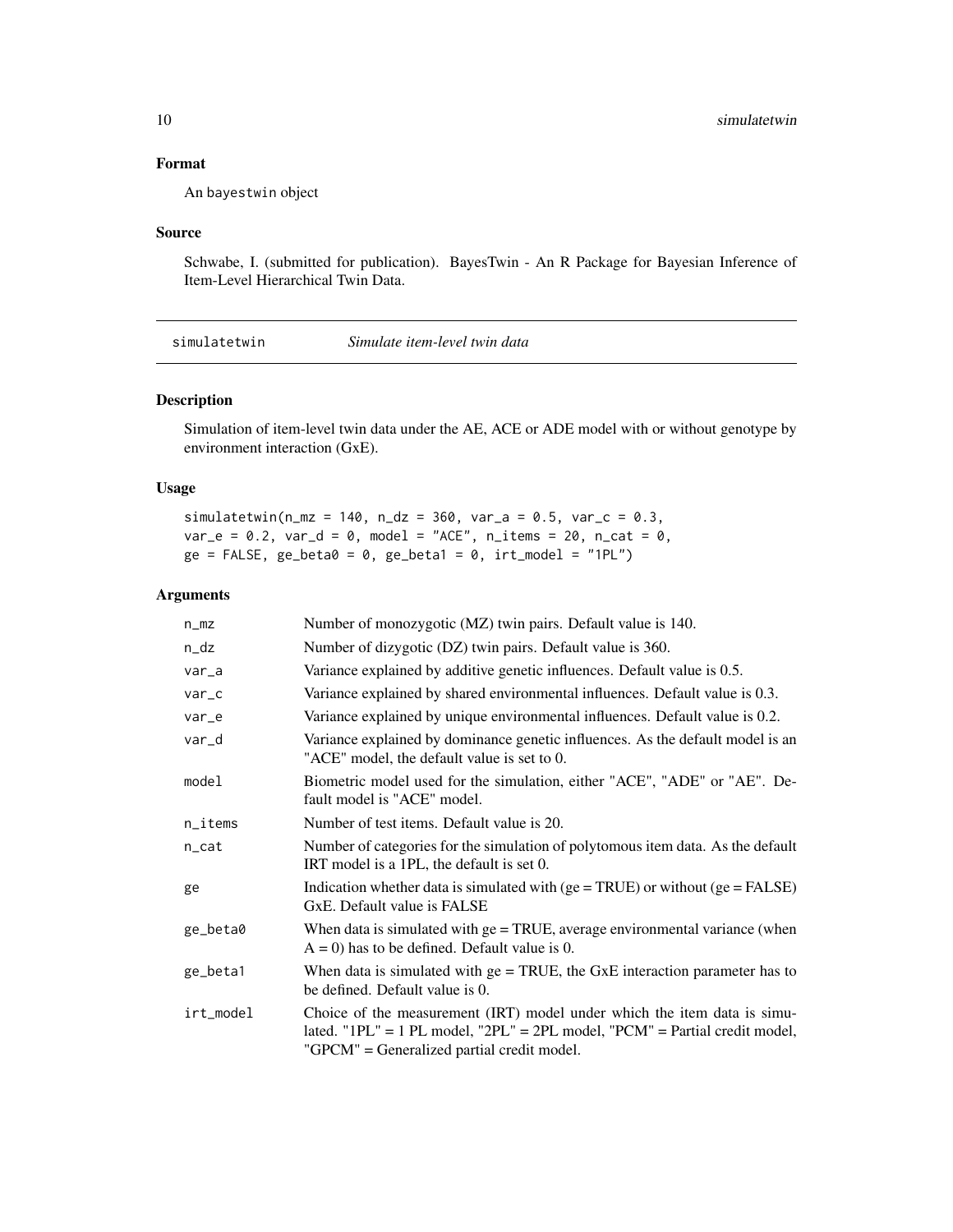## Format

An bayestwin object

## Source

Schwabe, I. (submitted for publication). BayesTwin - An R Package for Bayesian Inference of Item-Level Hierarchical Twin Data.

---

# simulatetwin *Simulate item-level twin data*

## Description

Simulation of item-level twin data under the AE, ACE or ADE model with or without genotype by environment interaction (GxE).

## Usage

```
simulatetwin(n_mz = 140, n_dz = 360, var_a = 0.5, var_c = 0.3,
var_e = 0.2, var_d = 0, model = "ACE", n_items = 20, n_cat = 0,
ge = FALSE, ge_beta0 = 0, ge_beta1 = 0, irt_model = "1PL")
```

## Arguments

| | |
|---|---|
| n_mz | Number of monozygotic (MZ) twin pairs. Default value is 140. |
| n_dz | Number of dizygotic (DZ) twin pairs. Default value is 360. |
| var_a | Variance explained by additive genetic influences. Default value is 0.5. |
| var_c | Variance explained by shared environmental influences. Default value is 0.3. |
| var_e | Variance explained by unique environmental influences. Default value is 0.2. |
| var_d | Variance explained by dominance genetic influences. As the default model is an "ACE" model, the default value is set to 0. |
| model | Biometric model used for the simulation, either "ACE", "ADE" or "AE". Default model is "ACE" model. |
| n_items | Number of test items. Default value is 20. |
| n_cat | Number of categories for the simulation of polytomous item data. As the default IRT model is a 1PL, the default is set 0. |
| ge | Indication whether data is simulated with (ge = TRUE) or without (ge = FALSE) GxE. Default value is FALSE |
| ge_beta0 | When data is simulated with ge = TRUE, average environmental variance (when A = 0) has to be defined. Default value is 0. |
| ge_beta1 | When data is simulated with ge = TRUE, the GxE interaction parameter has to be defined. Default value is 0. |
| irt_model | Choice of the measurement (IRT) model under which the item data is simulated. "1PL" = 1 PL model, "2PL" = 2PL model, "PCM" = Partial credit model, "GPCM" = Generalized partial credit model. |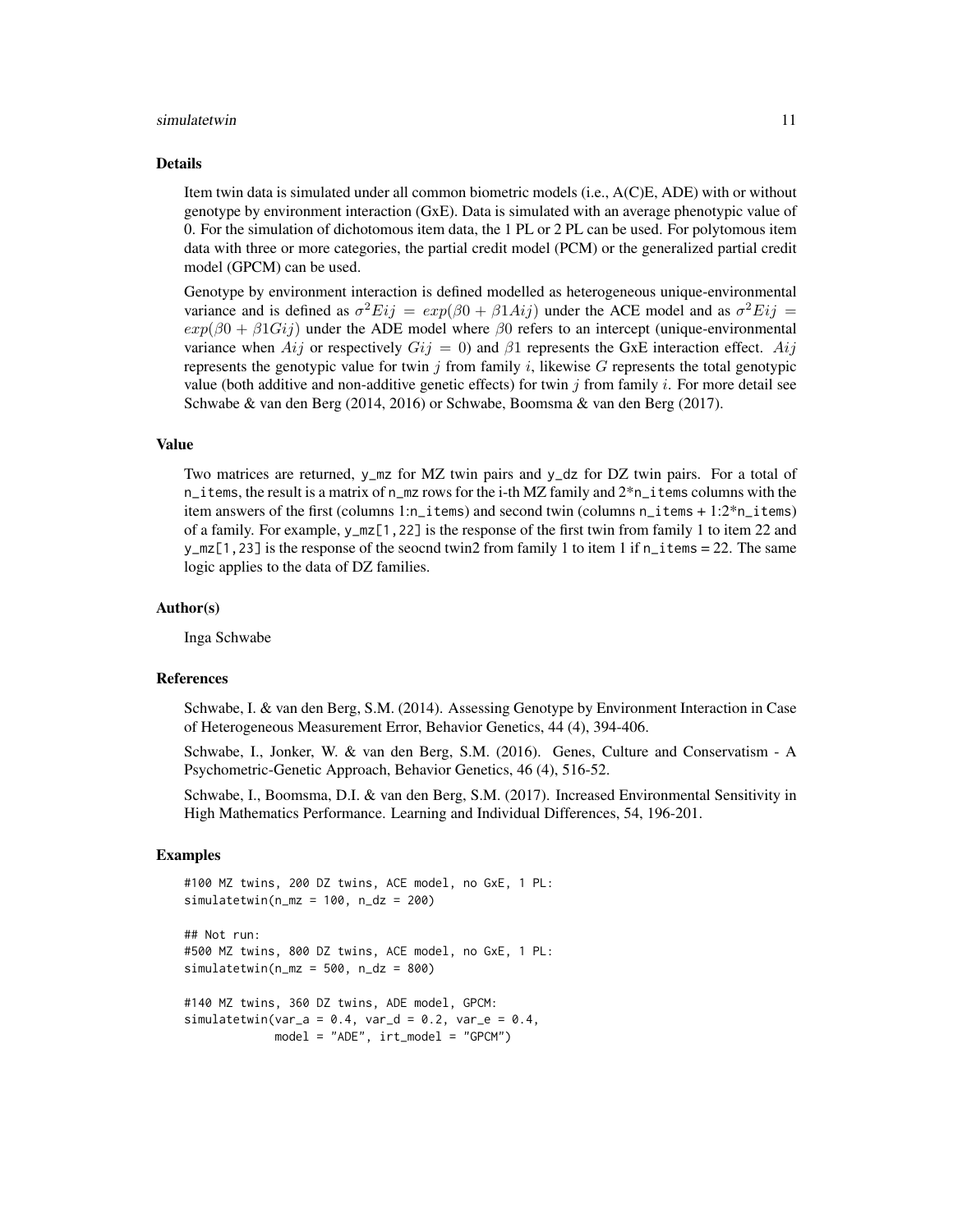### Details

Item twin data is simulated under all common biometric models (i.e., A(C)E, ADE) with or without genotype by environment interaction (GxE). Data is simulated with an average phenotypic value of 0. For the simulation of dichotomous item data, the 1 PL or 2 PL can be used. For polytomous item data with three or more categories, the partial credit model (PCM) or the generalized partial credit model (GPCM) can be used.

Genotype by environment interaction is defined modelled as heterogeneous unique-environmental variance and is defined as $\sigma^2 Eij = exp(\beta 0 + \beta 1 Aij)$ under the ACE model and as $\sigma^2 Eij = exp(\beta 0 + \beta 1 Gij)$ under the ADE model where $\beta 0$ refers to an intercept (unique-environmental variance when $Aij$ or respectively $Gij = 0$) and $\beta 1$ represents the GxE interaction effect. $Aij$ represents the genotypic value for twin $j$ from family $i$, likewise $G$ represents the total genotypic value (both additive and non-additive genetic effects) for twin $j$ from family $i$. For more detail see Schwabe & van den Berg (2014, 2016) or Schwabe, Boomsma & van den Berg (2017).

### Value

Two matrices are returned, `y_mz` for MZ twin pairs and `y_dz` for DZ twin pairs. For a total of `n_items`, the result is a matrix of `n_mz` rows for the i-th MZ family and 2*`n_items` columns with the item answers of the first (columns 1:`n_items`) and second twin (columns `n_items` + 1:2*`n_items`) of a family. For example, `y_mz[1,22]` is the response of the first twin from family 1 to item 22 and `y_mz[1,23]` is the response of the seocnd twin2 from family 1 to item 1 if `n_items` = 22. The same logic applies to the data of DZ families.

### Author(s)

Inga Schwabe

### References

Schwabe, I. & van den Berg, S.M. (2014). Assessing Genotype by Environment Interaction in Case of Heterogeneous Measurement Error, Behavior Genetics, 44 (4), 394-406.

Schwabe, I., Jonker, W. & van den Berg, S.M. (2016). Genes, Culture and Conservatism - A Psychometric-Genetic Approach, Behavior Genetics, 46 (4), 516-52.

Schwabe, I., Boomsma, D.I. & van den Berg, S.M. (2017). Increased Environmental Sensitivity in High Mathematics Performance. Learning and Individual Differences, 54, 196-201.

### Examples

```
#100 MZ twins, 200 DZ twins, ACE model, no GxE, 1 PL:
simulatetwin(n_mz = 100, n_dz = 200)

## Not run:
#500 MZ twins, 800 DZ twins, ACE model, no GxE, 1 PL:
simulatetwin(n_mz = 500, n_dz = 800)

#140 MZ twins, 360 DZ twins, ADE model, GPCM:
simulatetwin(var_a = 0.4, var_d = 0.2, var_e = 0.4,
             model = "ADE", irt_model = "GPCM")
```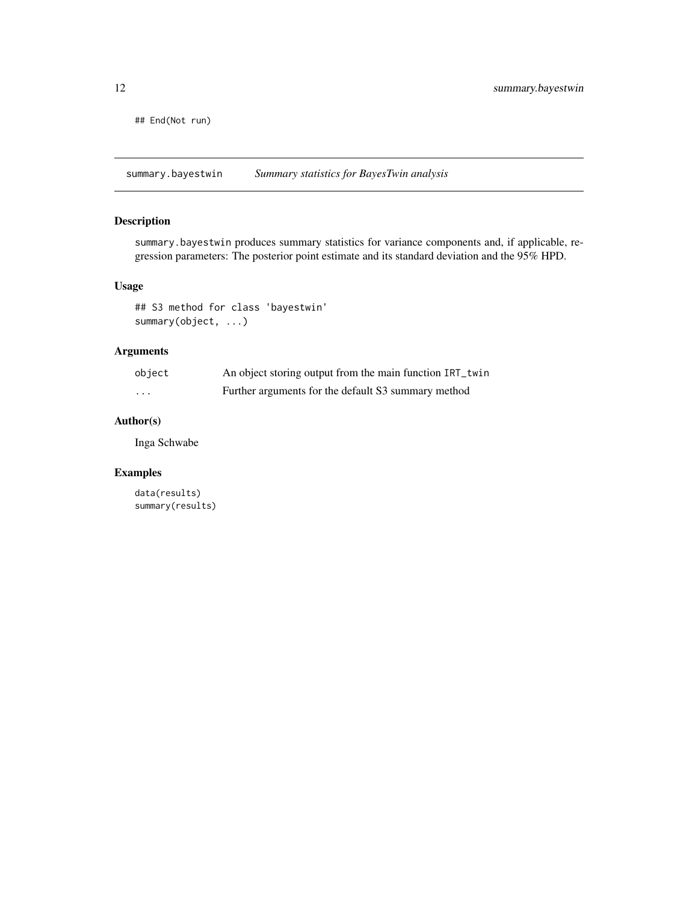```
## End(Not run)
```

## summary.bayestwin — *Summary statistics for BayesTwin analysis*

### Description

summary.bayestwin produces summary statistics for variance components and, if applicable, regression parameters: The posterior point estimate and its standard deviation and the 95% HPD.

### Usage

```
## S3 method for class 'bayestwin'
summary(object, ...)
```

### Arguments

| | |
|---|---|
| object | An object storing output from the main function IRT_twin |
| ... | Further arguments for the default S3 summary method |

### Author(s)

Inga Schwabe

### Examples

```
data(results)
summary(results)
```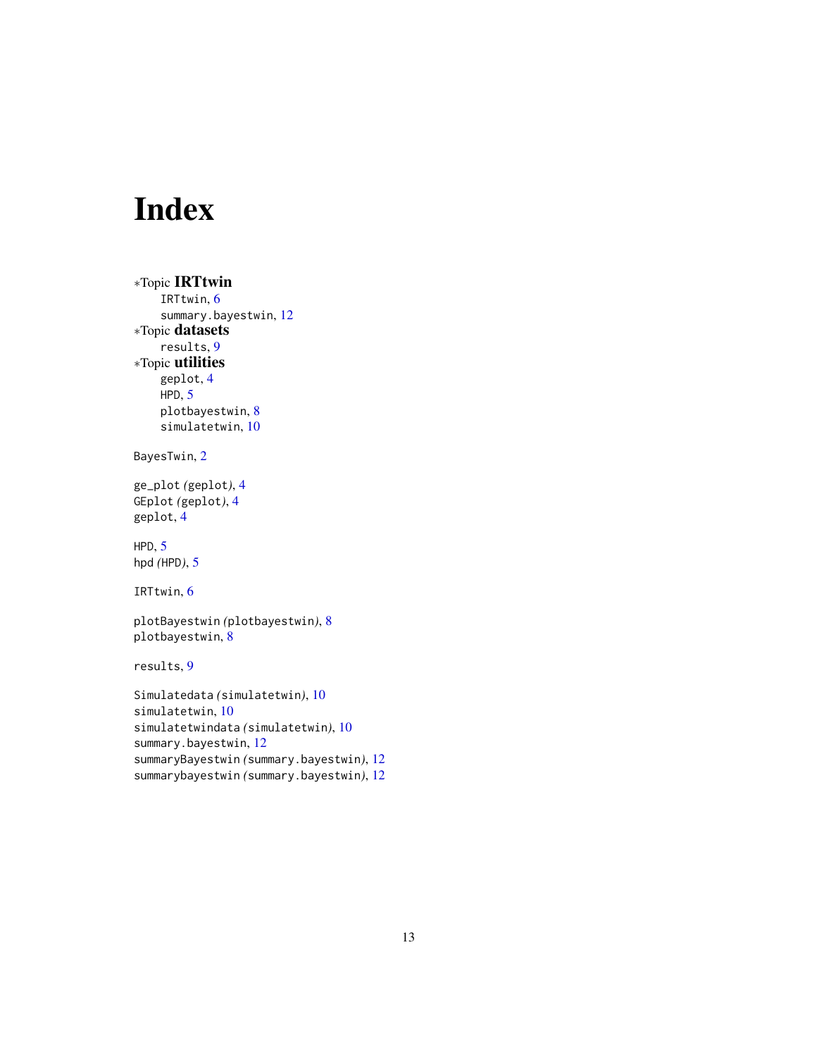# Index

*Topic **IRTtwin**
  IRTtwin, 6
  summary.bayestwin, 12

*Topic **datasets**
  results, 9

*Topic **utilities**
  geplot, 4
  HPD, 5
  plotbayestwin, 8
  simulatetwin, 10

BayesTwin, 2

ge_plot *(geplot)*, 4
GEplot *(geplot)*, 4
geplot, 4

HPD, 5
hpd *(HPD)*, 5

IRTtwin, 6

plotBayestwin *(plotbayestwin)*, 8
plotbayestwin, 8

results, 9

Simulatedata *(simulatetwin)*, 10
simulatetwin, 10
simulatetwindata *(simulatetwin)*, 10
summary.bayestwin, 12
summaryBayestwin *(summary.bayestwin)*, 12
summarybayestwin *(summary.bayestwin)*, 12